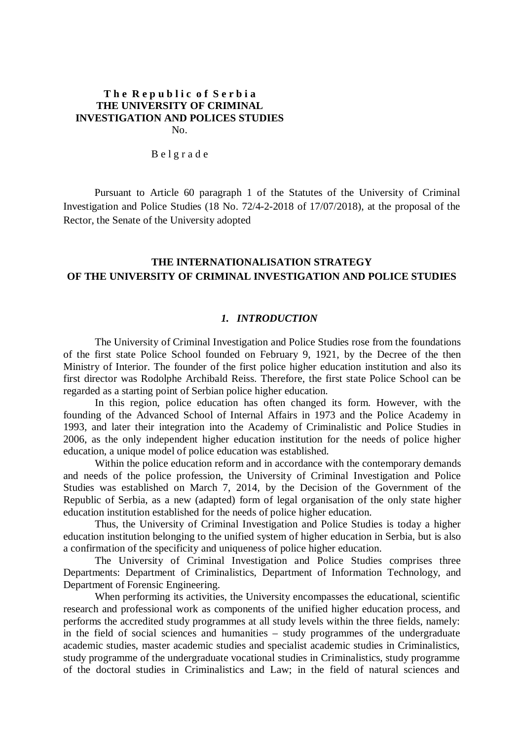**T h e R e p u b l i c o f S e r b i a**
**THE UNIVERSITY OF CRIMINAL INVESTIGATION AND POLICES STUDIES**
No.

B e l g r a d e

Pursuant to Article 60 paragraph 1 of the Statutes of the University of Criminal Investigation and Police Studies (18 No. 72/4-2-2018 of 17/07/2018), at the proposal of the Rector, the Senate of the University adopted

# THE INTERNATIONALISATION STRATEGY OF THE UNIVERSITY OF CRIMINAL INVESTIGATION AND POLICE STUDIES

## *1. INTRODUCTION*

The University of Criminal Investigation and Police Studies rose from the foundations of the first state Police School founded on February 9, 1921, by the Decree of the then Ministry of Interior. The founder of the first police higher education institution and also its first director was Rodolphe Archibald Reiss. Therefore, the first state Police School can be regarded as a starting point of Serbian police higher education.

In this region, police education has often changed its form. However, with the founding of the Advanced School of Internal Affairs in 1973 and the Police Academy in 1993, and later their integration into the Academy of Criminalistic and Police Studies in 2006, as the only independent higher education institution for the needs of police higher education, a unique model of police education was established.

Within the police education reform and in accordance with the contemporary demands and needs of the police profession, the University of Criminal Investigation and Police Studies was established on March 7, 2014, by the Decision of the Government of the Republic of Serbia, as a new (adapted) form of legal organisation of the only state higher education institution established for the needs of police higher education.

Thus, the University of Criminal Investigation and Police Studies is today a higher education institution belonging to the unified system of higher education in Serbia, but is also a confirmation of the specificity and uniqueness of police higher education.

The University of Criminal Investigation and Police Studies comprises three Departments: Department of Criminalistics, Department of Information Technology, and Department of Forensic Engineering.

When performing its activities, the University encompasses the educational, scientific research and professional work as components of the unified higher education process, and performs the accredited study programmes at all study levels within the three fields, namely: in the field of social sciences and humanities – study programmes of the undergraduate academic studies, master academic studies and specialist academic studies in Criminalistics, study programme of the undergraduate vocational studies in Criminalistics, study programme of the doctoral studies in Criminalistics and Law; in the field of natural sciences and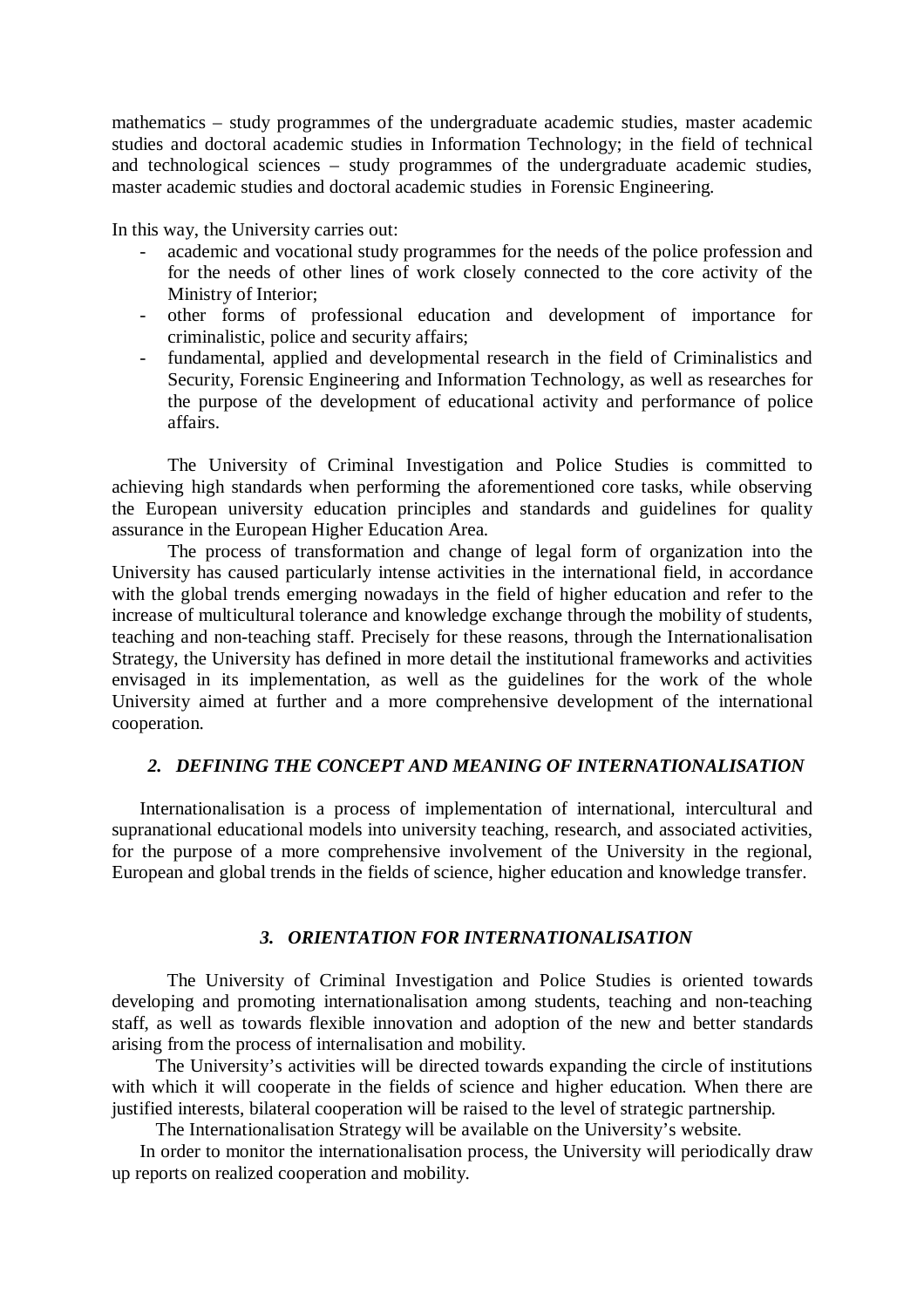mathematics – study programmes of the undergraduate academic studies, master academic studies and doctoral academic studies in Information Technology; in the field of technical and technological sciences – study programmes of the undergraduate academic studies, master academic studies and doctoral academic studies in Forensic Engineering.

In this way, the University carries out:

- academic and vocational study programmes for the needs of the police profession and for the needs of other lines of work closely connected to the core activity of the Ministry of Interior;
- other forms of professional education and development of importance for criminalistic, police and security affairs;
- fundamental, applied and developmental research in the field of Criminalistics and Security, Forensic Engineering and Information Technology, as well as researches for the purpose of the development of educational activity and performance of police affairs.

The University of Criminal Investigation and Police Studies is committed to achieving high standards when performing the aforementioned core tasks, while observing the European university education principles and standards and guidelines for quality assurance in the European Higher Education Area.

The process of transformation and change of legal form of organization into the University has caused particularly intense activities in the international field, in accordance with the global trends emerging nowadays in the field of higher education and refer to the increase of multicultural tolerance and knowledge exchange through the mobility of students, teaching and non-teaching staff. Precisely for these reasons, through the Internationalisation Strategy, the University has defined in more detail the institutional frameworks and activities envisaged in its implementation, as well as the guidelines for the work of the whole University aimed at further and a more comprehensive development of the international cooperation.

## *2. DEFINING THE CONCEPT AND MEANING OF INTERNATIONALISATION*

Internationalisation is a process of implementation of international, intercultural and supranational educational models into university teaching, research, and associated activities, for the purpose of a more comprehensive involvement of the University in the regional, European and global trends in the fields of science, higher education and knowledge transfer.

## *3. ORIENTATION FOR INTERNATIONALISATION*

The University of Criminal Investigation and Police Studies is oriented towards developing and promoting internationalisation among students, teaching and non-teaching staff, as well as towards flexible innovation and adoption of the new and better standards arising from the process of internalisation and mobility.

The University's activities will be directed towards expanding the circle of institutions with which it will cooperate in the fields of science and higher education. When there are justified interests, bilateral cooperation will be raised to the level of strategic partnership.

The Internationalisation Strategy will be available on the University's website.

In order to monitor the internationalisation process, the University will periodically draw up reports on realized cooperation and mobility.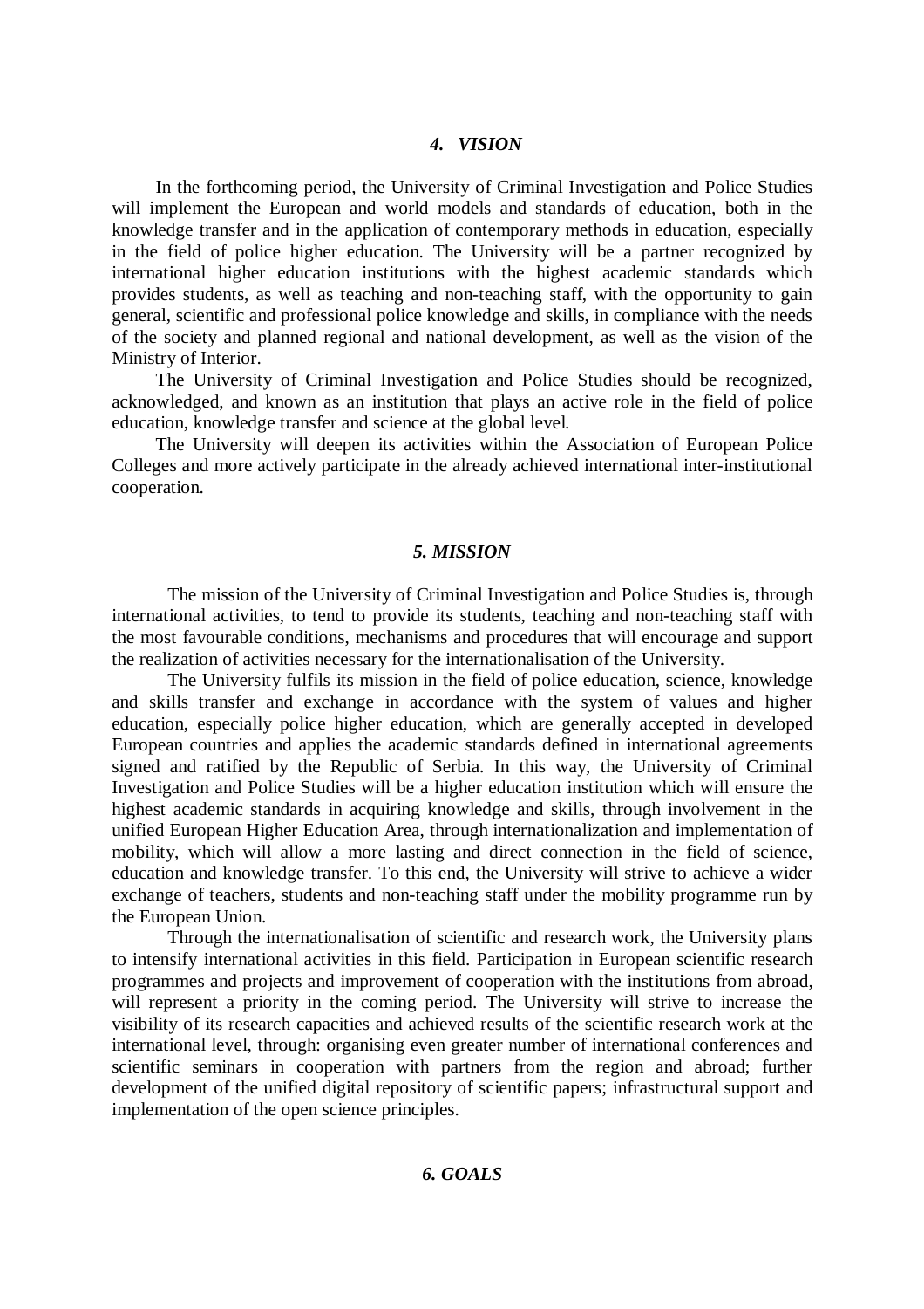## *4. VISION*

In the forthcoming period, the University of Criminal Investigation and Police Studies will implement the European and world models and standards of education, both in the knowledge transfer and in the application of contemporary methods in education, especially in the field of police higher education. The University will be a partner recognized by international higher education institutions with the highest academic standards which provides students, as well as teaching and non-teaching staff, with the opportunity to gain general, scientific and professional police knowledge and skills, in compliance with the needs of the society and planned regional and national development, as well as the vision of the Ministry of Interior.

The University of Criminal Investigation and Police Studies should be recognized, acknowledged, and known as an institution that plays an active role in the field of police education, knowledge transfer and science at the global level.

The University will deepen its activities within the Association of European Police Colleges and more actively participate in the already achieved international inter-institutional cooperation.

## *5. MISSION*

The mission of the University of Criminal Investigation and Police Studies is, through international activities, to tend to provide its students, teaching and non-teaching staff with the most favourable conditions, mechanisms and procedures that will encourage and support the realization of activities necessary for the internationalisation of the University.

The University fulfils its mission in the field of police education, science, knowledge and skills transfer and exchange in accordance with the system of values and higher education, especially police higher education, which are generally accepted in developed European countries and applies the academic standards defined in international agreements signed and ratified by the Republic of Serbia. In this way, the University of Criminal Investigation and Police Studies will be a higher education institution which will ensure the highest academic standards in acquiring knowledge and skills, through involvement in the unified European Higher Education Area, through internationalization and implementation of mobility, which will allow a more lasting and direct connection in the field of science, education and knowledge transfer. To this end, the University will strive to achieve a wider exchange of teachers, students and non-teaching staff under the mobility programme run by the European Union.

Through the internationalisation of scientific and research work, the University plans to intensify international activities in this field. Participation in European scientific research programmes and projects and improvement of cooperation with the institutions from abroad, will represent a priority in the coming period. The University will strive to increase the visibility of its research capacities and achieved results of the scientific research work at the international level, through: organising even greater number of international conferences and scientific seminars in cooperation with partners from the region and abroad; further development of the unified digital repository of scientific papers; infrastructural support and implementation of the open science principles.

## *6. GOALS*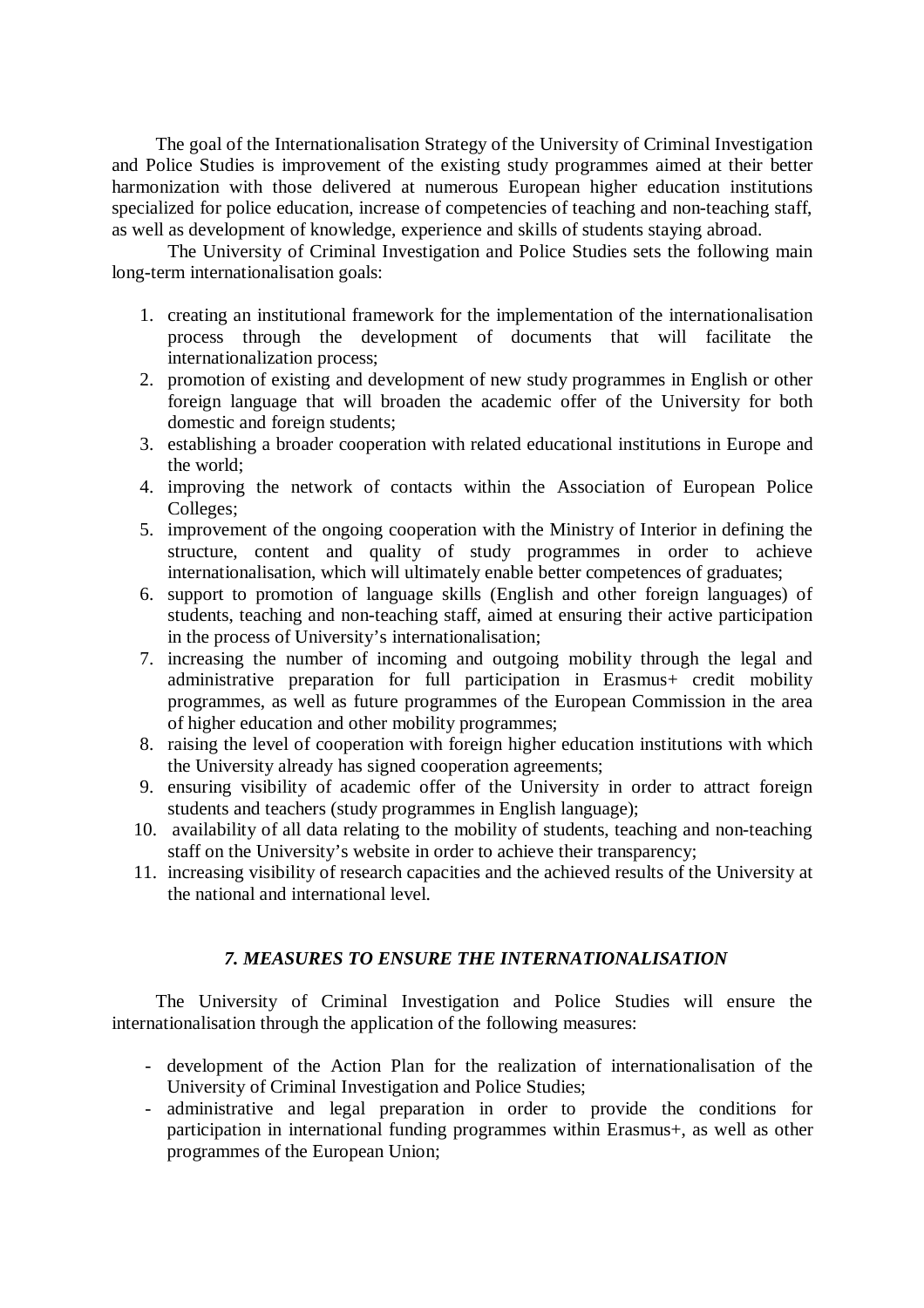The goal of the Internationalisation Strategy of the University of Criminal Investigation and Police Studies is improvement of the existing study programmes aimed at their better harmonization with those delivered at numerous European higher education institutions specialized for police education, increase of competencies of teaching and non-teaching staff, as well as development of knowledge, experience and skills of students staying abroad.

The University of Criminal Investigation and Police Studies sets the following main long-term internationalisation goals:

1. creating an institutional framework for the implementation of the internationalisation process through the development of documents that will facilitate the internationalization process;
2. promotion of existing and development of new study programmes in English or other foreign language that will broaden the academic offer of the University for both domestic and foreign students;
3. establishing a broader cooperation with related educational institutions in Europe and the world;
4. improving the network of contacts within the Association of European Police Colleges;
5. improvement of the ongoing cooperation with the Ministry of Interior in defining the structure, content and quality of study programmes in order to achieve internationalisation, which will ultimately enable better competences of graduates;
6. support to promotion of language skills (English and other foreign languages) of students, teaching and non-teaching staff, aimed at ensuring their active participation in the process of University's internationalisation;
7. increasing the number of incoming and outgoing mobility through the legal and administrative preparation for full participation in Erasmus+ credit mobility programmes, as well as future programmes of the European Commission in the area of higher education and other mobility programmes;
8. raising the level of cooperation with foreign higher education institutions with which the University already has signed cooperation agreements;
9. ensuring visibility of academic offer of the University in order to attract foreign students and teachers (study programmes in English language);
10. availability of all data relating to the mobility of students, teaching and non-teaching staff on the University's website in order to achieve their transparency;
11. increasing visibility of research capacities and the achieved results of the University at the national and international level.

## *7. MEASURES TO ENSURE THE INTERNATIONALISATION*

The University of Criminal Investigation and Police Studies will ensure the internationalisation through the application of the following measures:

- development of the Action Plan for the realization of internationalisation of the University of Criminal Investigation and Police Studies;
- administrative and legal preparation in order to provide the conditions for participation in international funding programmes within Erasmus+, as well as other programmes of the European Union;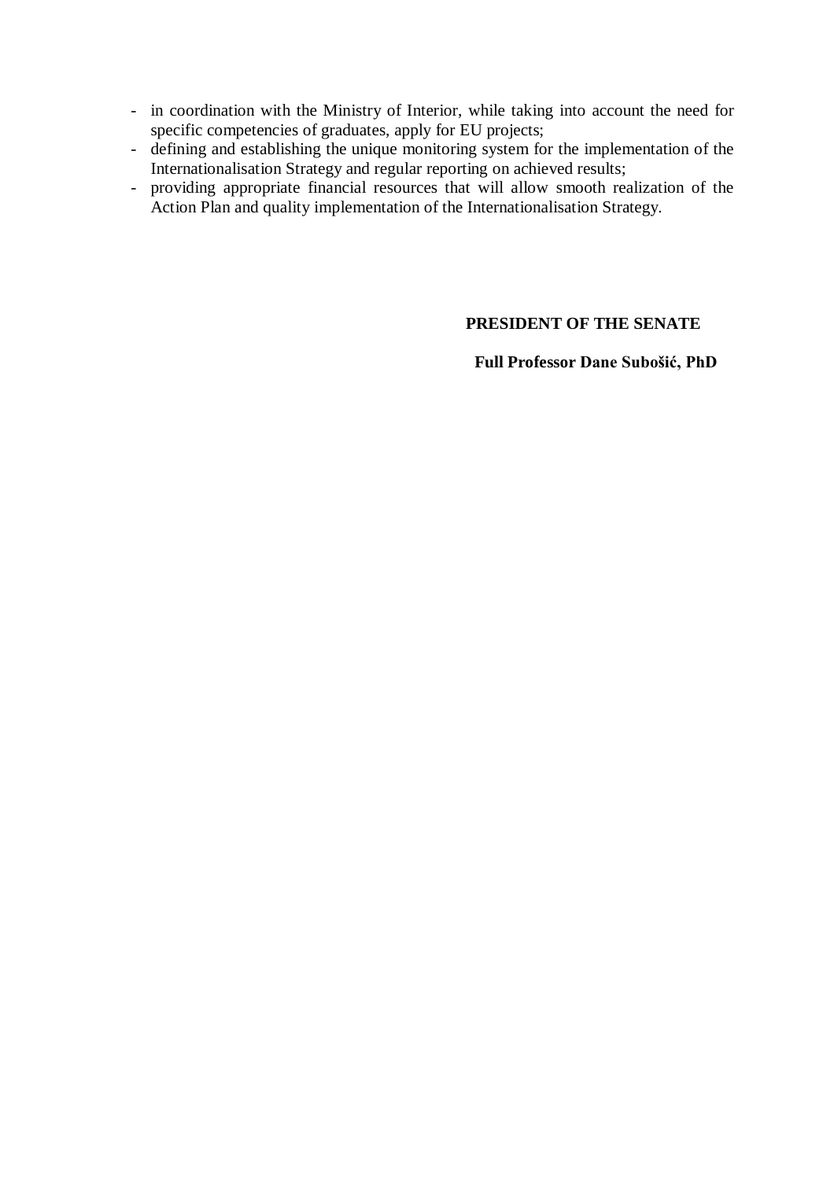- in coordination with the Ministry of Interior, while taking into account the need for specific competencies of graduates, apply for EU projects;
- defining and establishing the unique monitoring system for the implementation of the Internationalisation Strategy and regular reporting on achieved results;
- providing appropriate financial resources that will allow smooth realization of the Action Plan and quality implementation of the Internationalisation Strategy.

**PRESIDENT OF THE SENATE**

**Full Professor Dane Subošić, PhD**